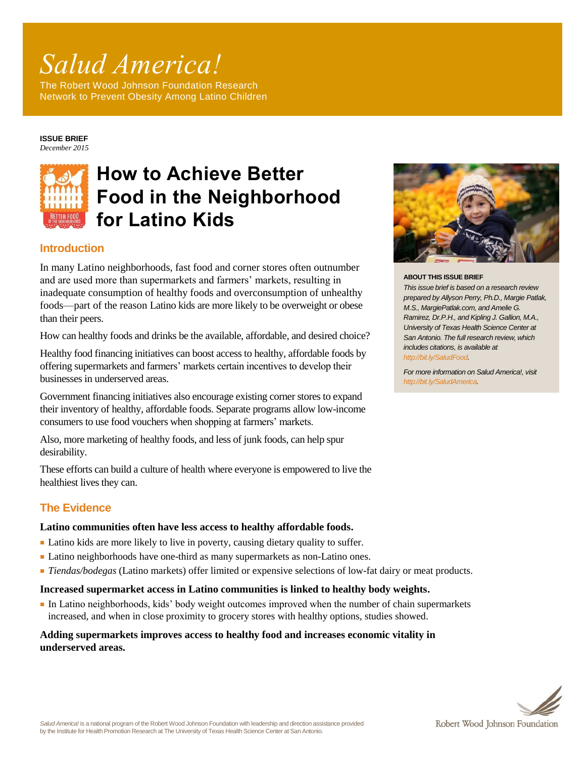# *Salud America!*

The Robert Wood Johnson Foundation Research Network to Prevent Obesity Among Latino Children

**ISSUE BRIEF**
*December 2015*

# How to Achieve Better Food in the Neighborhood for Latino Kids

## Introduction

In many Latino neighborhoods, fast food and corner stores often outnumber and are used more than supermarkets and farmers' markets, resulting in inadequate consumption of healthy foods and overconsumption of unhealthy foods—part of the reason Latino kids are more likely to be overweight or obese than their peers.

How can healthy foods and drinks be the available, affordable, and desired choice?

Healthy food financing initiatives can boost access to healthy, affordable foods by offering supermarkets and farmers' markets certain incentives to develop their businesses in underserved areas.

Government financing initiatives also encourage existing corner stores to expand their inventory of healthy, affordable foods. Separate programs allow low-income consumers to use food vouchers when shopping at farmers' markets.

Also, more marketing of healthy foods, and less of junk foods, can help spur desirability.

These efforts can build a culture of health where everyone is empowered to live the healthiest lives they can.

**ABOUT THIS ISSUE BRIEF**

*This issue brief is based on a research review prepared by Allyson Perry, Ph.D., Margie Patlak, M.S., MargiePatlak.com, and Amelie G. Ramirez, Dr.P.H., and Kipling J. Gallion, M.A., University of Texas Health Science Center at San Antonio. The full research review, which includes citations, is available at http://bit.ly/SaludFood.*

*For more information on Salud America!, visit http://bit.ly/SaludAmerica.*

## The Evidence

**Latino communities often have less access to healthy affordable foods.**

- Latino kids are more likely to live in poverty, causing dietary quality to suffer.
- Latino neighborhoods have one-third as many supermarkets as non-Latino ones.
- *Tiendas/bodegas* (Latino markets) offer limited or expensive selections of low-fat dairy or meat products.

**Increased supermarket access in Latino communities is linked to healthy body weights.**

- In Latino neighborhoods, kids' body weight outcomes improved when the number of chain supermarkets increased, and when in close proximity to grocery stores with healthy options, studies showed.

**Adding supermarkets improves access to healthy food and increases economic vitality in underserved areas.**

*Salud America!* is a national program of the Robert Wood Johnson Foundation with leadership and direction assistance provided by the Institute for Health Promotion Research at The University of Texas Health Science Center at San Antonio.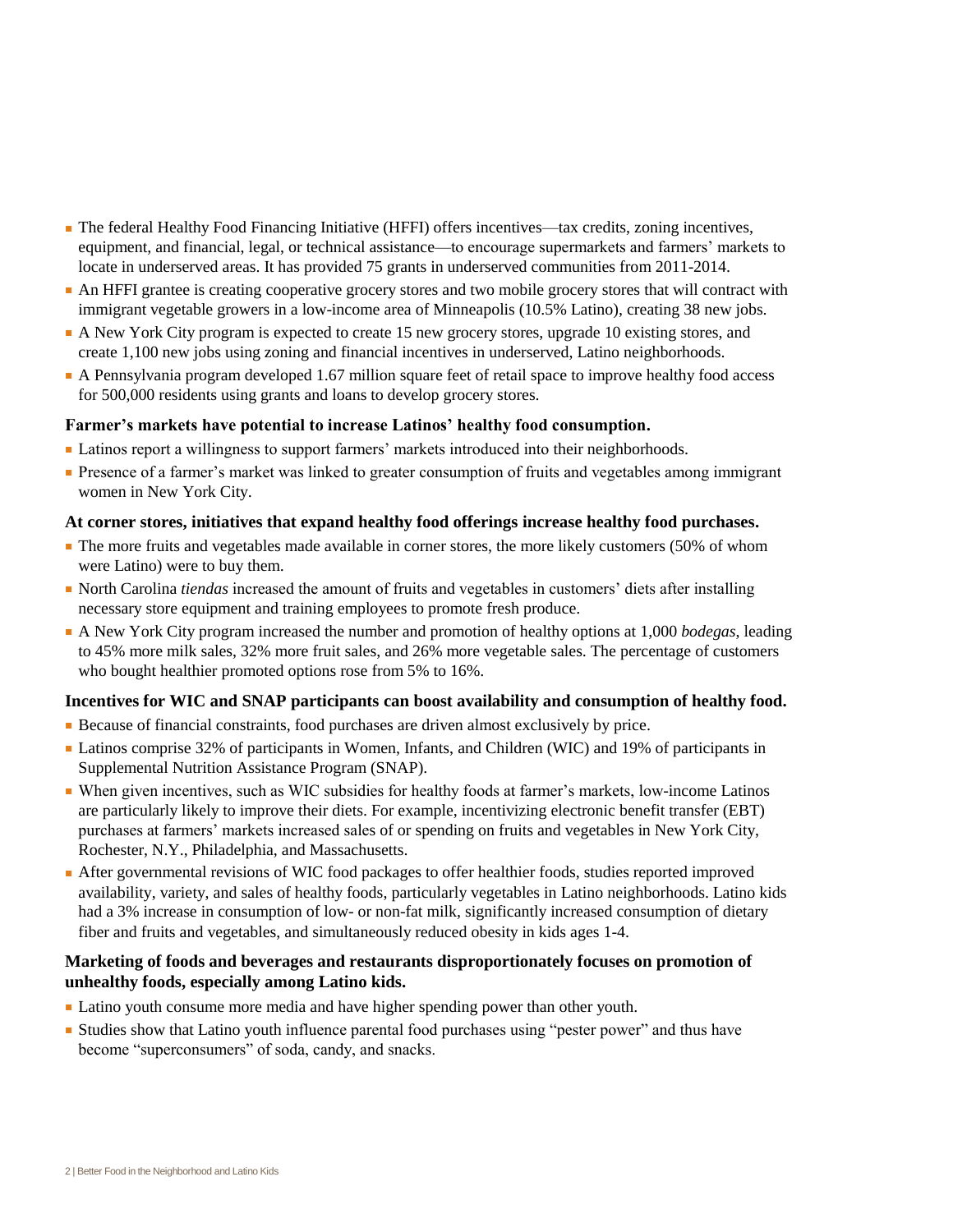- The federal Healthy Food Financing Initiative (HFFI) offers incentives—tax credits, zoning incentives, equipment, and financial, legal, or technical assistance—to encourage supermarkets and farmers' markets to locate in underserved areas. It has provided 75 grants in underserved communities from 2011-2014.
- An HFFI grantee is creating cooperative grocery stores and two mobile grocery stores that will contract with immigrant vegetable growers in a low-income area of Minneapolis (10.5% Latino), creating 38 new jobs.
- A New York City program is expected to create 15 new grocery stores, upgrade 10 existing stores, and create 1,100 new jobs using zoning and financial incentives in underserved, Latino neighborhoods.
- A Pennsylvania program developed 1.67 million square feet of retail space to improve healthy food access for 500,000 residents using grants and loans to develop grocery stores.

**Farmer's markets have potential to increase Latinos' healthy food consumption.**

- Latinos report a willingness to support farmers' markets introduced into their neighborhoods.
- Presence of a farmer's market was linked to greater consumption of fruits and vegetables among immigrant women in New York City.

**At corner stores, initiatives that expand healthy food offerings increase healthy food purchases.**

- The more fruits and vegetables made available in corner stores, the more likely customers (50% of whom were Latino) were to buy them.
- North Carolina *tiendas* increased the amount of fruits and vegetables in customers' diets after installing necessary store equipment and training employees to promote fresh produce.
- A New York City program increased the number and promotion of healthy options at 1,000 *bodegas*, leading to 45% more milk sales, 32% more fruit sales, and 26% more vegetable sales. The percentage of customers who bought healthier promoted options rose from 5% to 16%.

**Incentives for WIC and SNAP participants can boost availability and consumption of healthy food.**

- Because of financial constraints, food purchases are driven almost exclusively by price.
- Latinos comprise 32% of participants in Women, Infants, and Children (WIC) and 19% of participants in Supplemental Nutrition Assistance Program (SNAP).
- When given incentives, such as WIC subsidies for healthy foods at farmer's markets, low-income Latinos are particularly likely to improve their diets. For example, incentivizing electronic benefit transfer (EBT) purchases at farmers' markets increased sales of or spending on fruits and vegetables in New York City, Rochester, N.Y., Philadelphia, and Massachusetts.
- After governmental revisions of WIC food packages to offer healthier foods, studies reported improved availability, variety, and sales of healthy foods, particularly vegetables in Latino neighborhoods. Latino kids had a 3% increase in consumption of low- or non-fat milk, significantly increased consumption of dietary fiber and fruits and vegetables, and simultaneously reduced obesity in kids ages 1-4.

**Marketing of foods and beverages and restaurants disproportionately focuses on promotion of unhealthy foods, especially among Latino kids.**

- Latino youth consume more media and have higher spending power than other youth.
- Studies show that Latino youth influence parental food purchases using "pester power" and thus have become "superconsumers" of soda, candy, and snacks.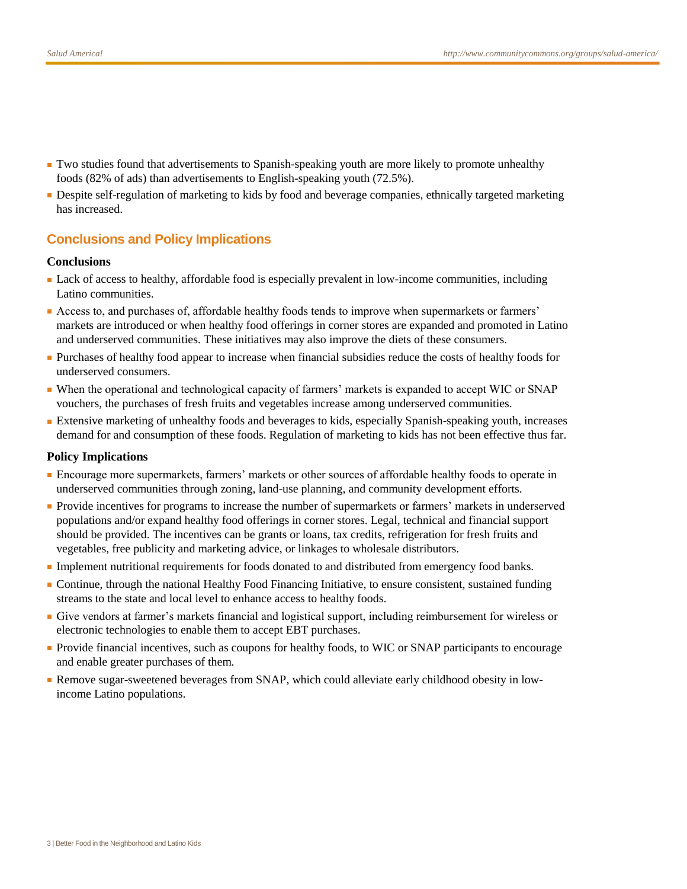- Two studies found that advertisements to Spanish-speaking youth are more likely to promote unhealthy foods (82% of ads) than advertisements to English-speaking youth (72.5%).
- Despite self-regulation of marketing to kids by food and beverage companies, ethnically targeted marketing has increased.

## Conclusions and Policy Implications

### Conclusions

- Lack of access to healthy, affordable food is especially prevalent in low-income communities, including Latino communities.
- Access to, and purchases of, affordable healthy foods tends to improve when supermarkets or farmers' markets are introduced or when healthy food offerings in corner stores are expanded and promoted in Latino and underserved communities. These initiatives may also improve the diets of these consumers.
- Purchases of healthy food appear to increase when financial subsidies reduce the costs of healthy foods for underserved consumers.
- When the operational and technological capacity of farmers' markets is expanded to accept WIC or SNAP vouchers, the purchases of fresh fruits and vegetables increase among underserved communities.
- Extensive marketing of unhealthy foods and beverages to kids, especially Spanish-speaking youth, increases demand for and consumption of these foods. Regulation of marketing to kids has not been effective thus far.

### Policy Implications

- Encourage more supermarkets, farmers' markets or other sources of affordable healthy foods to operate in underserved communities through zoning, land-use planning, and community development efforts.
- Provide incentives for programs to increase the number of supermarkets or farmers' markets in underserved populations and/or expand healthy food offerings in corner stores. Legal, technical and financial support should be provided. The incentives can be grants or loans, tax credits, refrigeration for fresh fruits and vegetables, free publicity and marketing advice, or linkages to wholesale distributors.
- Implement nutritional requirements for foods donated to and distributed from emergency food banks.
- Continue, through the national Healthy Food Financing Initiative, to ensure consistent, sustained funding streams to the state and local level to enhance access to healthy foods.
- Give vendors at farmer's markets financial and logistical support, including reimbursement for wireless or electronic technologies to enable them to accept EBT purchases.
- Provide financial incentives, such as coupons for healthy foods, to WIC or SNAP participants to encourage and enable greater purchases of them.
- Remove sugar-sweetened beverages from SNAP, which could alleviate early childhood obesity in low-income Latino populations.